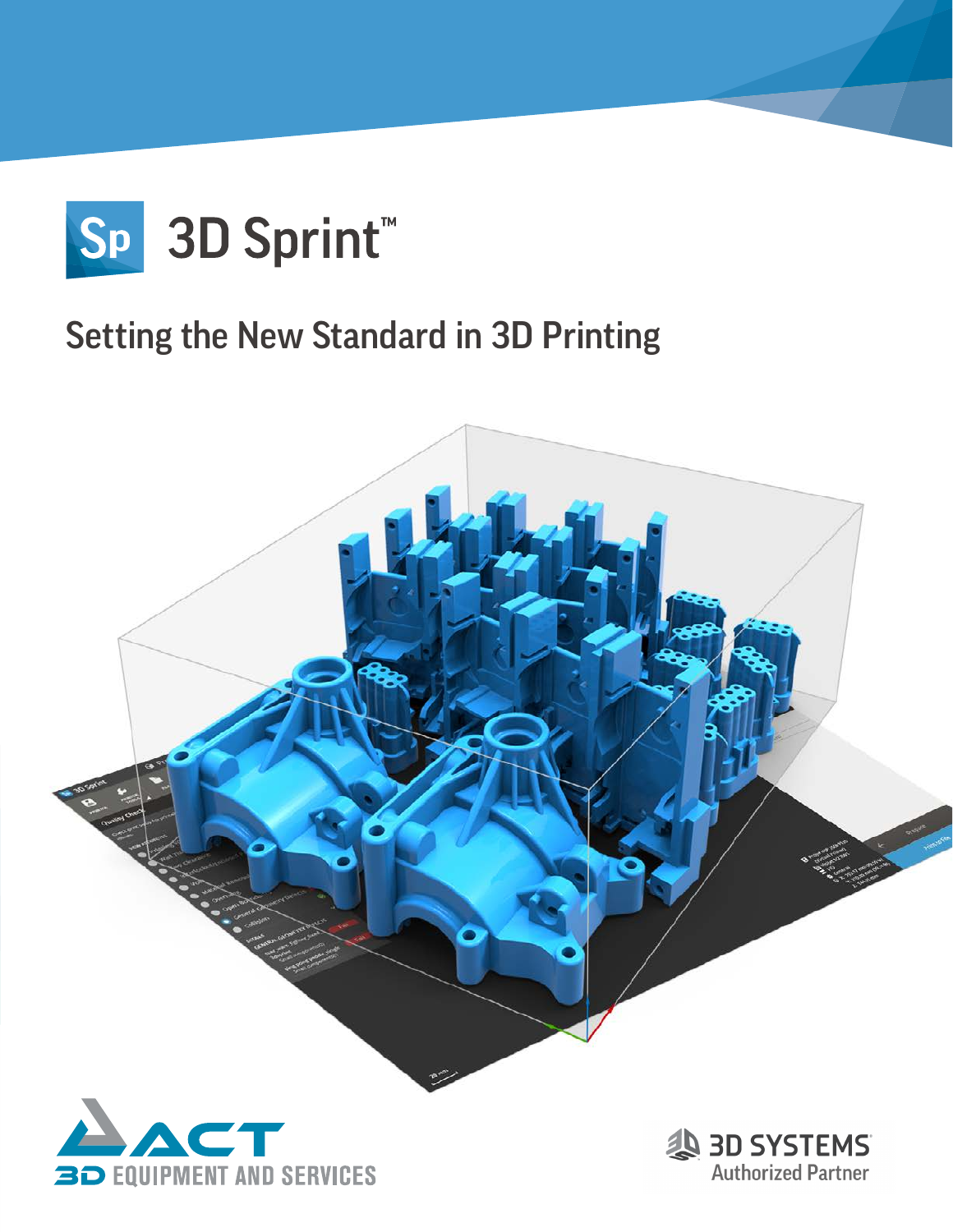# 3D Sprint™

## Setting the New Standard in 3D Printing

ACT 3D EQUIPMENT AND SERVICES

3D SYSTEMS Authorized Partner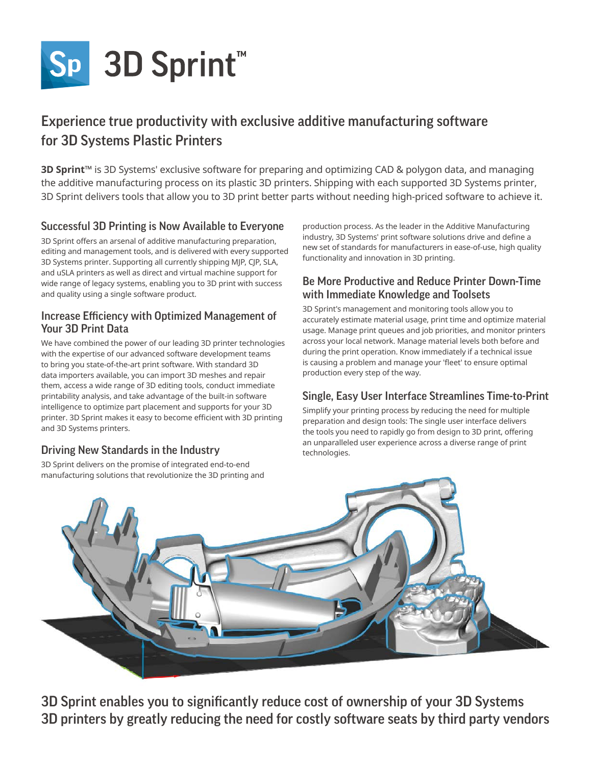# 3D Sprint™

## Experience true productivity with exclusive additive manufacturing software for 3D Systems Plastic Printers

**3D Sprint**™ is 3D Systems' exclusive software for preparing and optimizing CAD & polygon data, and managing the additive manufacturing process on its plastic 3D printers. Shipping with each supported 3D Systems printer, 3D Sprint delivers tools that allow you to 3D print better parts without needing high-priced software to achieve it.

### Successful 3D Printing is Now Available to Everyone

3D Sprint offers an arsenal of additive manufacturing preparation, editing and management tools, and is delivered with every supported 3D Systems printer. Supporting all currently shipping MJP, CJP, SLA, and uSLA printers as well as direct and virtual machine support for wide range of legacy systems, enabling you to 3D print with success and quality using a single software product.

### Increase Efficiency with Optimized Management of Your 3D Print Data

We have combined the power of our leading 3D printer technologies with the expertise of our advanced software development teams to bring you state-of-the-art print software. With standard 3D data importers available, you can import 3D meshes and repair them, access a wide range of 3D editing tools, conduct immediate printability analysis, and take advantage of the built-in software intelligence to optimize part placement and supports for your 3D printer. 3D Sprint makes it easy to become efficient with 3D printing and 3D Systems printers.

### Driving New Standards in the Industry

3D Sprint delivers on the promise of integrated end-to-end manufacturing solutions that revolutionize the 3D printing and production process. As the leader in the Additive Manufacturing industry, 3D Systems' print software solutions drive and define a new set of standards for manufacturers in ease-of-use, high quality functionality and innovation in 3D printing.

### Be More Productive and Reduce Printer Down-Time with Immediate Knowledge and Toolsets

3D Sprint's management and monitoring tools allow you to accurately estimate material usage, print time and optimize material usage. Manage print queues and job priorities, and monitor printers across your local network. Manage material levels both before and during the print operation. Know immediately if a technical issue is causing a problem and manage your 'fleet' to ensure optimal production every step of the way.

### Single, Easy User Interface Streamlines Time-to-Print

Simplify your printing process by reducing the need for multiple preparation and design tools: The single user interface delivers the tools you need to rapidly go from design to 3D print, offering an unparalleled user experience across a diverse range of print technologies.

## 3D Sprint enables you to significantly reduce cost of ownership of your 3D Systems 3D printers by greatly reducing the need for costly software seats by third party vendors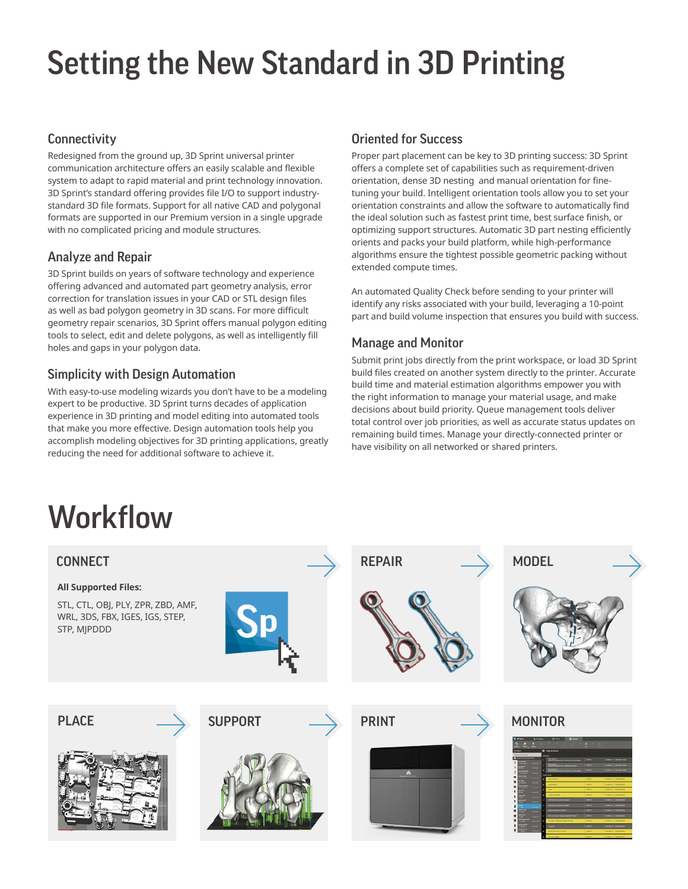# Setting the New Standard in 3D Printing

## Connectivity

Redesigned from the ground up, 3D Sprint universal printer communication architecture offers an easily scalable and flexible system to adapt to rapid material and print technology innovation. 3D Sprint's standard offering provides file I/O to support industry-standard 3D file formats. Support for all native CAD and polygonal formats are supported in our Premium version in a single upgrade with no complicated pricing and module structures.

## Analyze and Repair

3D Sprint builds on years of software technology and experience offering advanced and automated part geometry analysis, error correction for translation issues in your CAD or STL design files as well as bad polygon geometry in 3D scans. For more difficult geometry repair scenarios, 3D Sprint offers manual polygon editing tools to select, edit and delete polygons, as well as intelligently fill holes and gaps in your polygon data.

## Simplicity with Design Automation

With easy-to-use modeling wizards you don't have to be a modeling expert to be productive. 3D Sprint turns decades of application experience in 3D printing and model editing into automated tools that make you more effective. Design automation tools help you accomplish modeling objectives for 3D printing applications, greatly reducing the need for additional software to achieve it.

## Oriented for Success

Proper part placement can be key to 3D printing success: 3D Sprint offers a complete set of capabilities such as requirement-driven orientation, dense 3D nesting and manual orientation for fine-tuning your build. Intelligent orientation tools allow you to set your orientation constraints and allow the software to automatically find the ideal solution such as fastest print time, best surface finish, or optimizing support structures. Automatic 3D part nesting efficiently orients and packs your build platform, while high-performance algorithms ensure the tightest possible geometric packing without extended compute times.

An automated Quality Check before sending to your printer will identify any risks associated with your build, leveraging a 10-point part and build volume inspection that ensures you build with success.

## Manage and Monitor

Submit print jobs directly from the print workspace, or load 3D Sprint build files created on another system directly to the printer. Accurate build time and material estimation algorithms empower you with the right information to manage your material usage, and make decisions about build priority. Queue management tools deliver total control over job priorities, as well as accurate status updates on remaining build times. Manage your directly-connected printer or have visibility on all networked or shared printers.

# Workflow

**CONNECT**

**All Supported Files:**

STL, CTL, OBJ, PLY, ZPR, ZBD, AMF, WRL, 3DS, FBX, IGES, IGS, STEP, STP, MJPDDD

**REPAIR**

**MODEL**

**PLACE**

**SUPPORT**

**PRINT**

**MONITOR**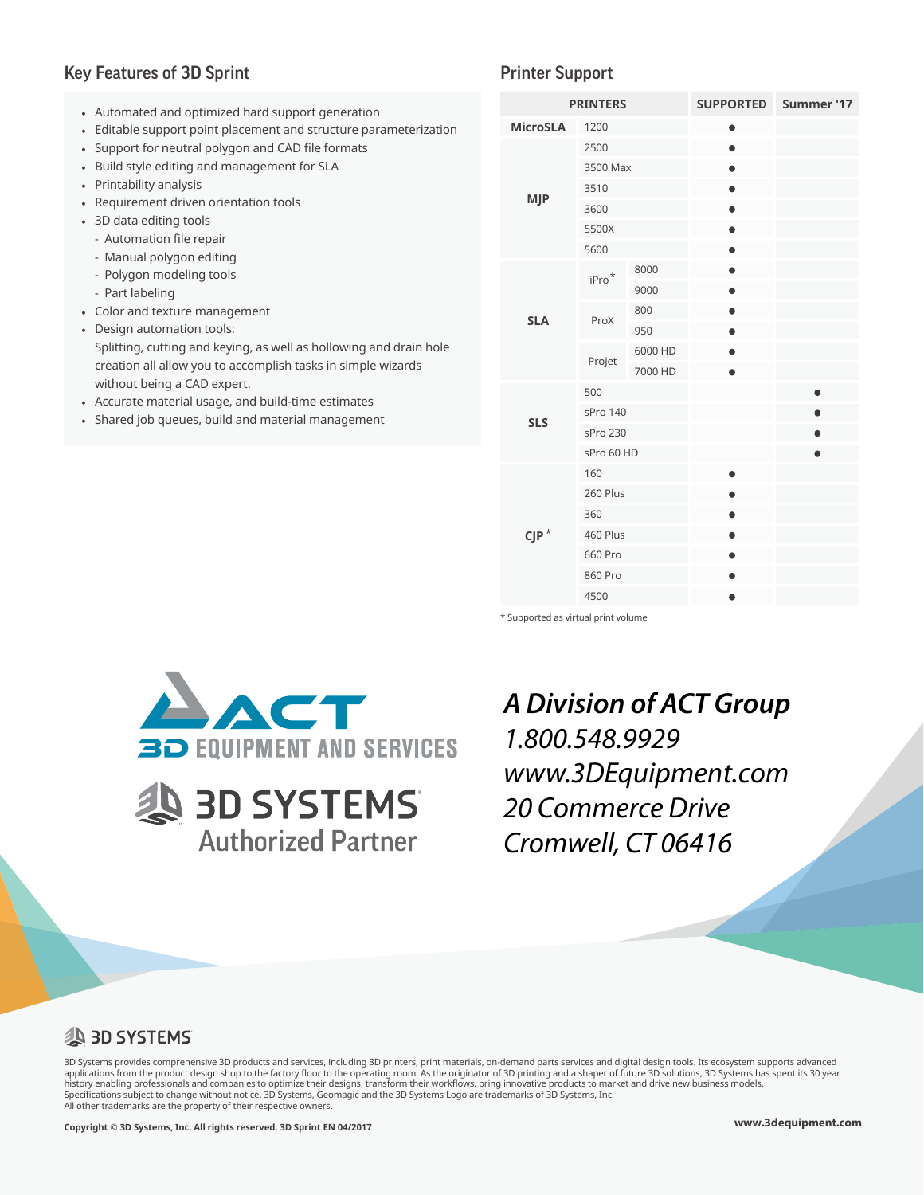## Key Features of 3D Sprint

- Automated and optimized hard support generation
- Editable support point placement and structure parameterization
- Support for neutral polygon and CAD file formats
- Build style editing and management for SLA
- Printability analysis
- Requirement driven orientation tools
- 3D data editing tools
  - Automation file repair
  - Manual polygon editing
  - Polygon modeling tools
  - Part labeling
- Color and texture management
- Design automation tools:
  Splitting, cutting and keying, as well as hollowing and drain hole creation all allow you to accomplish tasks in simple wizards without being a CAD expert.
- Accurate material usage, and build-time estimates
- Shared job queues, build and material management

## Printer Support

| PRINTERS | | | SUPPORTED | Summer '17 |
|---|---|---|---|---|
| MicroSLA | 1200 | | ● | |
| MJP | 2500 | | ● | |
| | 3500 Max | | ● | |
| | 3510 | | ● | |
| | 3600 | | ● | |
| | 5500X | | ● | |
| | 5600 | | ● | |
| SLA | iPro* | 8000 | ● | |
| | | 9000 | ● | |
| | ProX | 800 | ● | |
| | | 950 | ● | |
| | Projet | 6000 HD | ● | |
| | | 7000 HD | ● | |
| SLS | 500 | | | ● |
| | sPro 140 | | | ● |
| | sPro 230 | | | ● |
| | sPro 60 HD | | | ● |
| CJP* | 160 | | ● | |
| | 260 Plus | | ● | |
| | 360 | | ● | |
| | 460 Plus | | ● | |
| | 660 Pro | | ● | |
| | 860 Pro | | ● | |
| | 4500 | | ● | |

\* Supported as virtual print volume

ACT 3D EQUIPMENT AND SERVICES

3D SYSTEMS Authorized Partner

*A Division of ACT Group*
*1.800.548.9929*
*www.3DEquipment.com*
*20 Commerce Drive*
*Cromwell, CT 06416*

3D SYSTEMS

3D Systems provides comprehensive 3D products and services, including 3D printers, print materials, on-demand parts services and digital design tools. Its ecosystem supports advanced applications from the product design shop to the factory floor to the operating room. As the originator of 3D printing and a shaper of future 3D solutions, 3D Systems has spent its 30 year history enabling professionals and companies to optimize their designs, transform their workflows, bring innovative products to market and drive new business models.
Specifications subject to change without notice. 3D Systems, Geomagic and the 3D Systems Logo are trademarks of 3D Systems, Inc.
All other trademarks are the property of their respective owners.

**Copyright © 3D Systems, Inc. All rights reserved. 3D Sprint EN 04/2017**

**www.3dequipment.com**